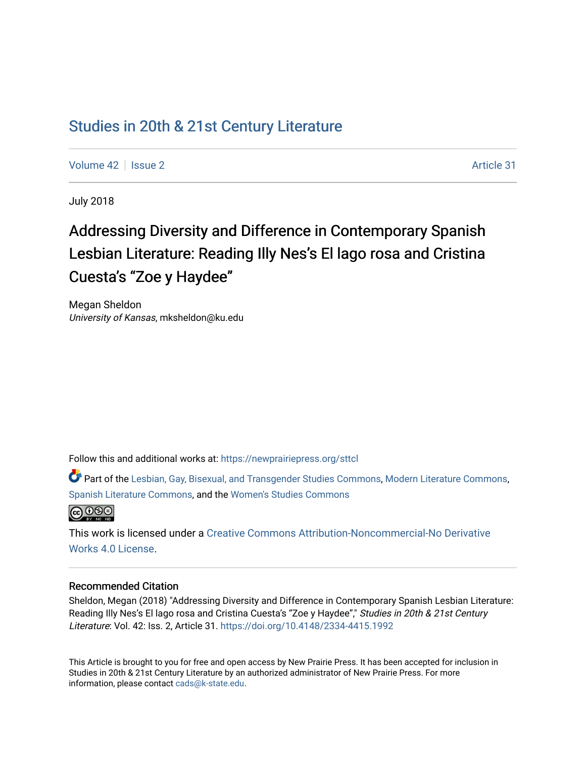# Studies in 20th & 21st Century Literature

Volume 42 | Issue 2 | Article 31

July 2018

## Addressing Diversity and Difference in Contemporary Spanish Lesbian Literature: Reading Illy Nes's El lago rosa and Cristina Cuesta's "Zoe y Haydee"

Megan Sheldon
*University of Kansas*, mksheldon@ku.edu

Follow this and additional works at: https://newprairiepress.org/sttcl

Part of the Lesbian, Gay, Bisexual, and Transgender Studies Commons, Modern Literature Commons, Spanish Literature Commons, and the Women's Studies Commons

This work is licensed under a Creative Commons Attribution-Noncommercial-No Derivative Works 4.0 License.

### Recommended Citation

Sheldon, Megan (2018) "Addressing Diversity and Difference in Contemporary Spanish Lesbian Literature: Reading Illy Nes's El lago rosa and Cristina Cuesta's "Zoe y Haydee"," *Studies in 20th & 21st Century Literature*: Vol. 42: Iss. 2, Article 31. https://doi.org/10.4148/2334-4415.1992

This Article is brought to you for free and open access by New Prairie Press. It has been accepted for inclusion in Studies in 20th & 21st Century Literature by an authorized administrator of New Prairie Press. For more information, please contact cads@k-state.edu.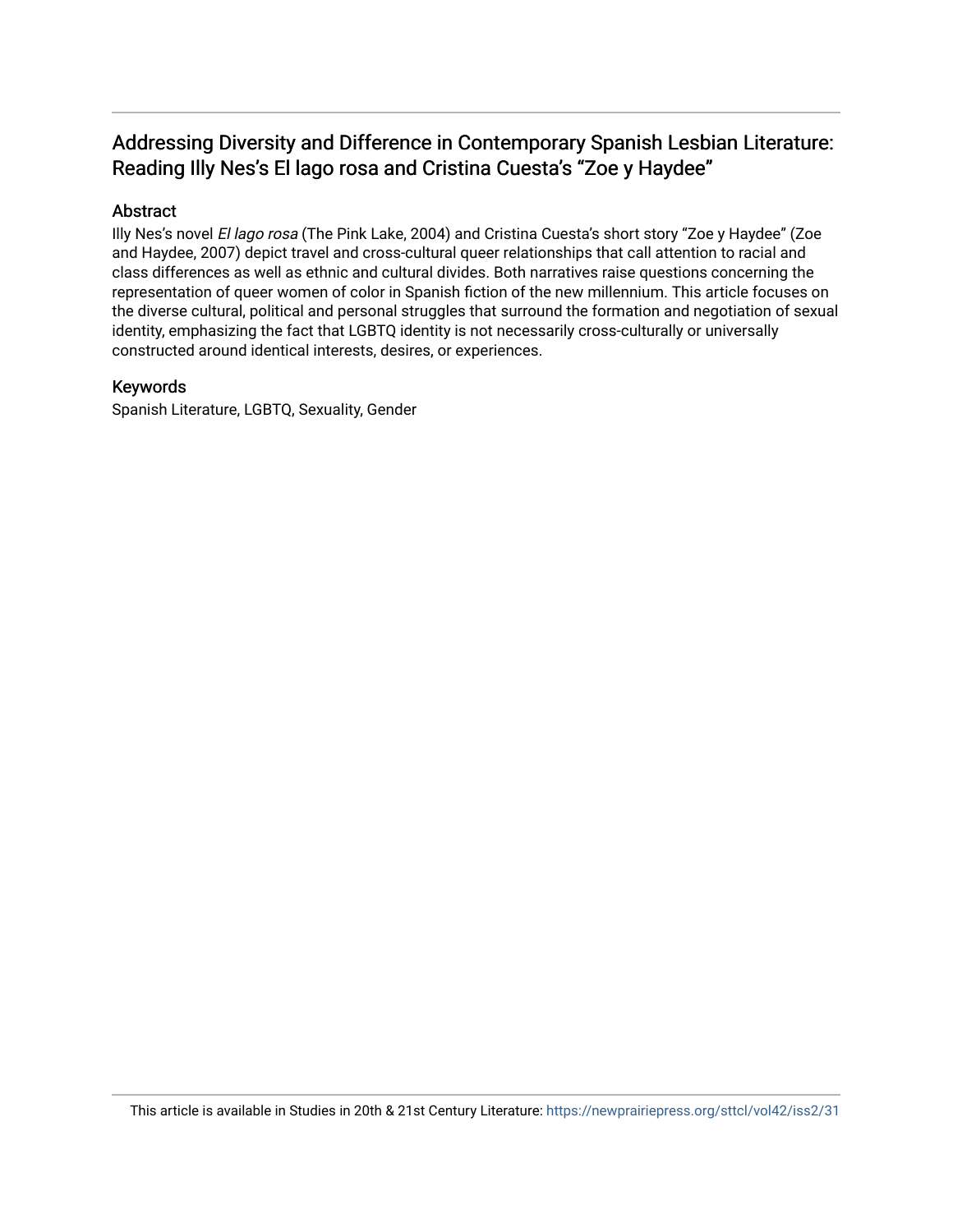## Addressing Diversity and Difference in Contemporary Spanish Lesbian Literature: Reading Illy Nes's El lago rosa and Cristina Cuesta's "Zoe y Haydee"

### Abstract

Illy Nes's novel *El lago rosa* (The Pink Lake, 2004) and Cristina Cuesta's short story "Zoe y Haydee" (Zoe and Haydee, 2007) depict travel and cross-cultural queer relationships that call attention to racial and class differences as well as ethnic and cultural divides. Both narratives raise questions concerning the representation of queer women of color in Spanish fiction of the new millennium. This article focuses on the diverse cultural, political and personal struggles that surround the formation and negotiation of sexual identity, emphasizing the fact that LGBTQ identity is not necessarily cross-culturally or universally constructed around identical interests, desires, or experiences.

### Keywords

Spanish Literature, LGBTQ, Sexuality, Gender

This article is available in Studies in 20th & 21st Century Literature: https://newprairiepress.org/sttcl/vol42/iss2/31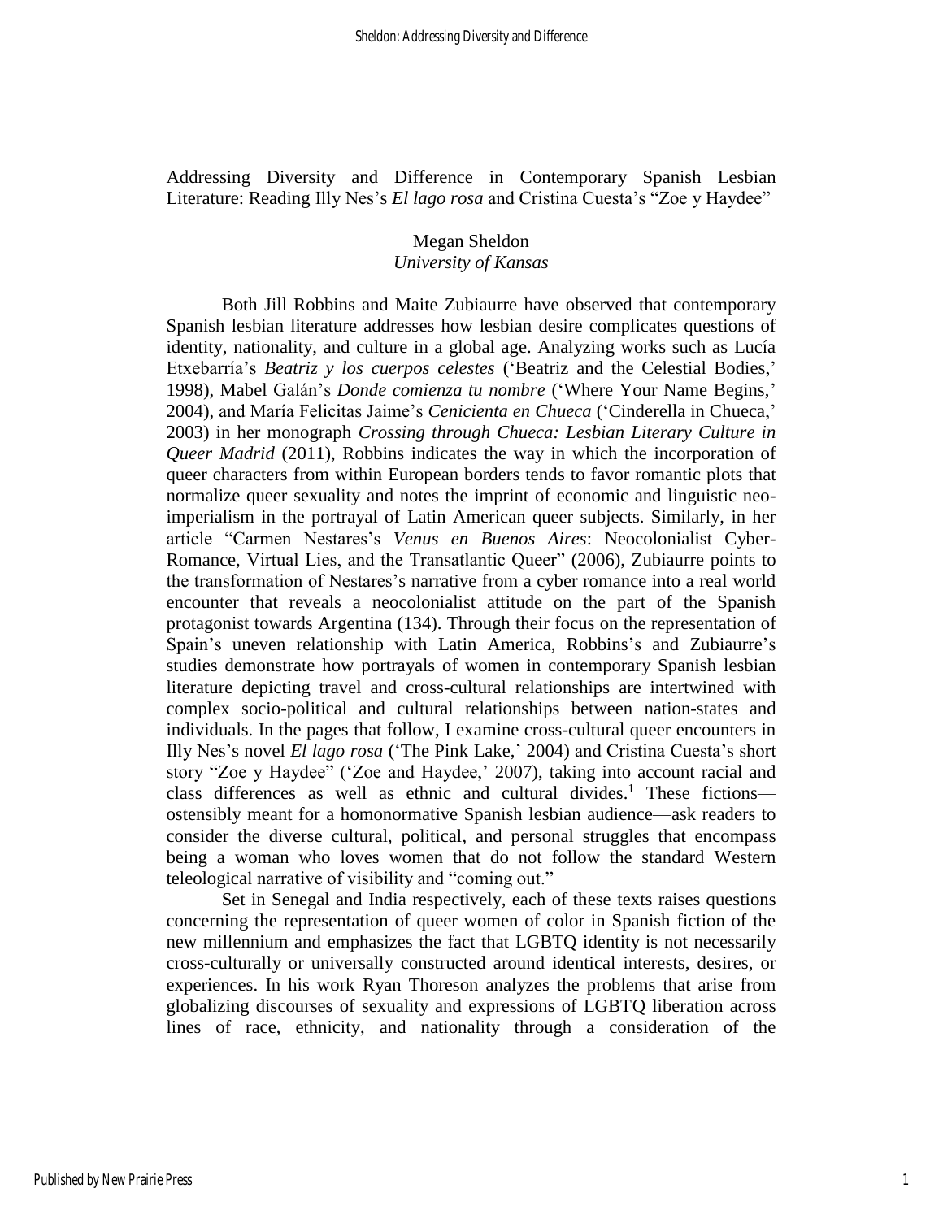Addressing Diversity and Difference in Contemporary Spanish Lesbian Literature: Reading Illy Nes's *El lago rosa* and Cristina Cuesta's "Zoe y Haydee"

Megan Sheldon
*University of Kansas*

Both Jill Robbins and Maite Zubiaurre have observed that contemporary Spanish lesbian literature addresses how lesbian desire complicates questions of identity, nationality, and culture in a global age. Analyzing works such as Lucía Etxebarría's *Beatriz y los cuerpos celestes* ('Beatriz and the Celestial Bodies,' 1998), Mabel Galán's *Donde comienza tu nombre* ('Where Your Name Begins,' 2004), and María Felicitas Jaime's *Cenicienta en Chueca* ('Cinderella in Chueca,' 2003) in her monograph *Crossing through Chueca: Lesbian Literary Culture in Queer Madrid* (2011), Robbins indicates the way in which the incorporation of queer characters from within European borders tends to favor romantic plots that normalize queer sexuality and notes the imprint of economic and linguistic neo-imperialism in the portrayal of Latin American queer subjects. Similarly, in her article "Carmen Nestares's *Venus en Buenos Aires*: Neocolonialist Cyber-Romance, Virtual Lies, and the Transatlantic Queer" (2006), Zubiaurre points to the transformation of Nestares's narrative from a cyber romance into a real world encounter that reveals a neocolonialist attitude on the part of the Spanish protagonist towards Argentina (134). Through their focus on the representation of Spain's uneven relationship with Latin America, Robbins's and Zubiaurre's studies demonstrate how portrayals of women in contemporary Spanish lesbian literature depicting travel and cross-cultural relationships are intertwined with complex socio-political and cultural relationships between nation-states and individuals. In the pages that follow, I examine cross-cultural queer encounters in Illy Nes's novel *El lago rosa* ('The Pink Lake,' 2004) and Cristina Cuesta's short story "Zoe y Haydee" ('Zoe and Haydee,' 2007), taking into account racial and class differences as well as ethnic and cultural divides.[1] These fictions—ostensibly meant for a homonormative Spanish lesbian audience—ask readers to consider the diverse cultural, political, and personal struggles that encompass being a woman who loves women that do not follow the standard Western teleological narrative of visibility and "coming out."

Set in Senegal and India respectively, each of these texts raises questions concerning the representation of queer women of color in Spanish fiction of the new millennium and emphasizes the fact that LGBTQ identity is not necessarily cross-culturally or universally constructed around identical interests, desires, or experiences. In his work Ryan Thoreson analyzes the problems that arise from globalizing discourses of sexuality and expressions of LGBTQ liberation across lines of race, ethnicity, and nationality through a consideration of the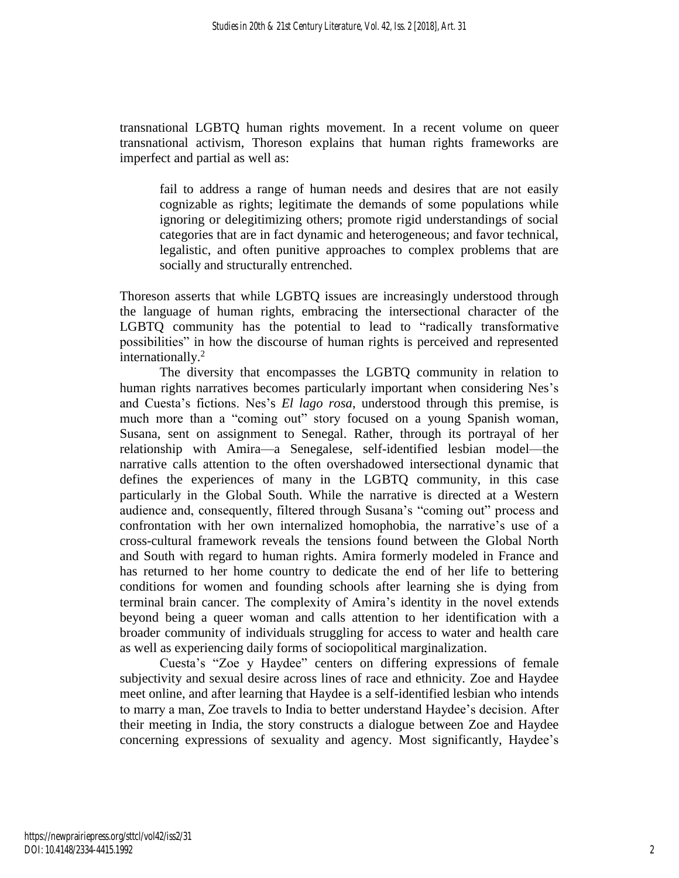transnational LGBTQ human rights movement. In a recent volume on queer transnational activism, Thoreson explains that human rights frameworks are imperfect and partial as well as:

> fail to address a range of human needs and desires that are not easily cognizable as rights; legitimate the demands of some populations while ignoring or delegitimizing others; promote rigid understandings of social categories that are in fact dynamic and heterogeneous; and favor technical, legalistic, and often punitive approaches to complex problems that are socially and structurally entrenched.

Thoreson asserts that while LGBTQ issues are increasingly understood through the language of human rights, embracing the intersectional character of the LGBTQ community has the potential to lead to "radically transformative possibilities" in how the discourse of human rights is perceived and represented internationally.[2]

The diversity that encompasses the LGBTQ community in relation to human rights narratives becomes particularly important when considering Nes's and Cuesta's fictions. Nes's *El lago rosa*, understood through this premise, is much more than a "coming out" story focused on a young Spanish woman, Susana, sent on assignment to Senegal. Rather, through its portrayal of her relationship with Amira—a Senegalese, self-identified lesbian model—the narrative calls attention to the often overshadowed intersectional dynamic that defines the experiences of many in the LGBTQ community, in this case particularly in the Global South. While the narrative is directed at a Western audience and, consequently, filtered through Susana's "coming out" process and confrontation with her own internalized homophobia, the narrative's use of a cross-cultural framework reveals the tensions found between the Global North and South with regard to human rights. Amira formerly modeled in France and has returned to her home country to dedicate the end of her life to bettering conditions for women and founding schools after learning she is dying from terminal brain cancer. The complexity of Amira's identity in the novel extends beyond being a queer woman and calls attention to her identification with a broader community of individuals struggling for access to water and health care as well as experiencing daily forms of sociopolitical marginalization.

Cuesta's "Zoe y Haydee" centers on differing expressions of female subjectivity and sexual desire across lines of race and ethnicity. Zoe and Haydee meet online, and after learning that Haydee is a self-identified lesbian who intends to marry a man, Zoe travels to India to better understand Haydee's decision. After their meeting in India, the story constructs a dialogue between Zoe and Haydee concerning expressions of sexuality and agency. Most significantly, Haydee's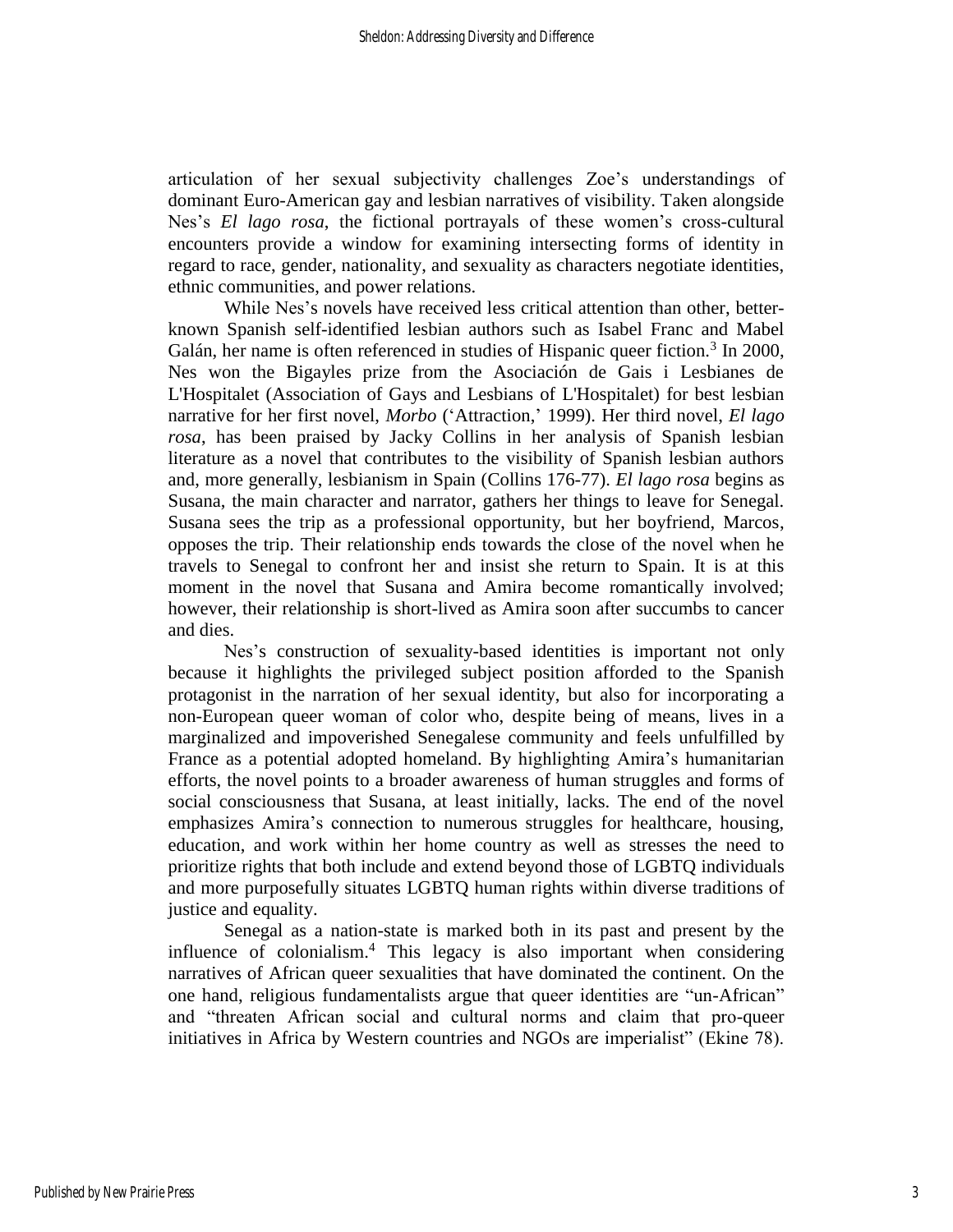articulation of her sexual subjectivity challenges Zoe's understandings of dominant Euro-American gay and lesbian narratives of visibility. Taken alongside Nes's *El lago rosa*, the fictional portrayals of these women's cross-cultural encounters provide a window for examining intersecting forms of identity in regard to race, gender, nationality, and sexuality as characters negotiate identities, ethnic communities, and power relations.

While Nes's novels have received less critical attention than other, better-known Spanish self-identified lesbian authors such as Isabel Franc and Mabel Galán, her name is often referenced in studies of Hispanic queer fiction.[3] In 2000, Nes won the Bigayles prize from the Asociación de Gais i Lesbianes de L'Hospitalet (Association of Gays and Lesbians of L'Hospitalet) for best lesbian narrative for her first novel, *Morbo* ('Attraction,' 1999). Her third novel, *El lago rosa*, has been praised by Jacky Collins in her analysis of Spanish lesbian literature as a novel that contributes to the visibility of Spanish lesbian authors and, more generally, lesbianism in Spain (Collins 176-77). *El lago rosa* begins as Susana, the main character and narrator, gathers her things to leave for Senegal. Susana sees the trip as a professional opportunity, but her boyfriend, Marcos, opposes the trip. Their relationship ends towards the close of the novel when he travels to Senegal to confront her and insist she return to Spain. It is at this moment in the novel that Susana and Amira become romantically involved; however, their relationship is short-lived as Amira soon after succumbs to cancer and dies.

Nes's construction of sexuality-based identities is important not only because it highlights the privileged subject position afforded to the Spanish protagonist in the narration of her sexual identity, but also for incorporating a non-European queer woman of color who, despite being of means, lives in a marginalized and impoverished Senegalese community and feels unfulfilled by France as a potential adopted homeland. By highlighting Amira's humanitarian efforts, the novel points to a broader awareness of human struggles and forms of social consciousness that Susana, at least initially, lacks. The end of the novel emphasizes Amira's connection to numerous struggles for healthcare, housing, education, and work within her home country as well as stresses the need to prioritize rights that both include and extend beyond those of LGBTQ individuals and more purposefully situates LGBTQ human rights within diverse traditions of justice and equality.

Senegal as a nation-state is marked both in its past and present by the influence of colonialism.[4] This legacy is also important when considering narratives of African queer sexualities that have dominated the continent. On the one hand, religious fundamentalists argue that queer identities are "un-African" and "threaten African social and cultural norms and claim that pro-queer initiatives in Africa by Western countries and NGOs are imperialist" (Ekine 78).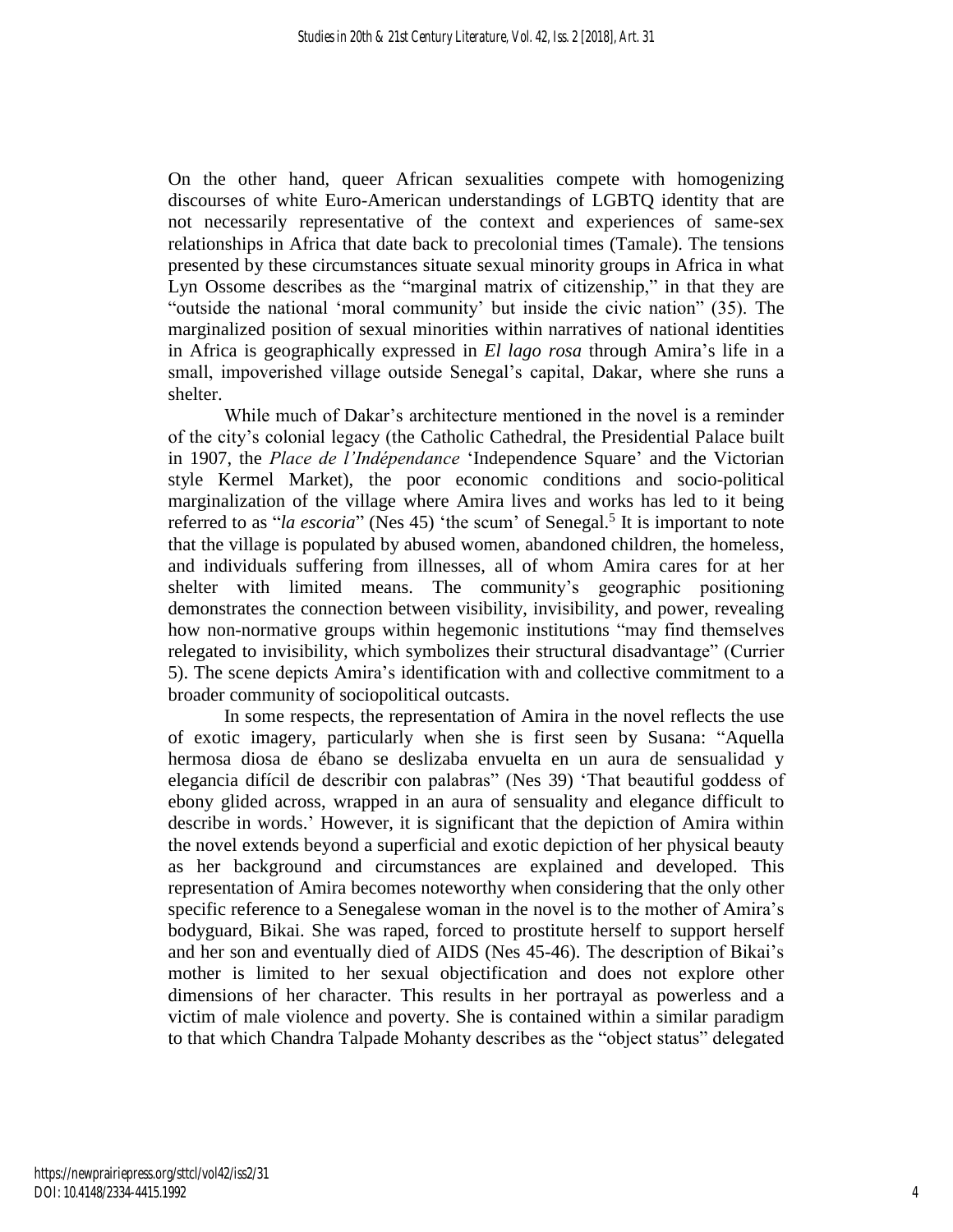On the other hand, queer African sexualities compete with homogenizing discourses of white Euro-American understandings of LGBTQ identity that are not necessarily representative of the context and experiences of same-sex relationships in Africa that date back to precolonial times (Tamale). The tensions presented by these circumstances situate sexual minority groups in Africa in what Lyn Ossome describes as the "marginal matrix of citizenship," in that they are "outside the national 'moral community' but inside the civic nation" (35). The marginalized position of sexual minorities within narratives of national identities in Africa is geographically expressed in *El lago rosa* through Amira's life in a small, impoverished village outside Senegal's capital, Dakar, where she runs a shelter.

While much of Dakar's architecture mentioned in the novel is a reminder of the city's colonial legacy (the Catholic Cathedral, the Presidential Palace built in 1907, the *Place de l'Indépendance* 'Independence Square' and the Victorian style Kermel Market), the poor economic conditions and socio-political marginalization of the village where Amira lives and works has led to it being referred to as "*la escoria*" (Nes 45) 'the scum' of Senegal.[5] It is important to note that the village is populated by abused women, abandoned children, the homeless, and individuals suffering from illnesses, all of whom Amira cares for at her shelter with limited means. The community's geographic positioning demonstrates the connection between visibility, invisibility, and power, revealing how non-normative groups within hegemonic institutions "may find themselves relegated to invisibility, which symbolizes their structural disadvantage" (Currier 5). The scene depicts Amira's identification with and collective commitment to a broader community of sociopolitical outcasts.

In some respects, the representation of Amira in the novel reflects the use of exotic imagery, particularly when she is first seen by Susana: "Aquella hermosa diosa de ébano se deslizaba envuelta en un aura de sensualidad y elegancia difícil de describir con palabras" (Nes 39) 'That beautiful goddess of ebony glided across, wrapped in an aura of sensuality and elegance difficult to describe in words.' However, it is significant that the depiction of Amira within the novel extends beyond a superficial and exotic depiction of her physical beauty as her background and circumstances are explained and developed. This representation of Amira becomes noteworthy when considering that the only other specific reference to a Senegalese woman in the novel is to the mother of Amira's bodyguard, Bikai. She was raped, forced to prostitute herself to support herself and her son and eventually died of AIDS (Nes 45-46). The description of Bikai's mother is limited to her sexual objectification and does not explore other dimensions of her character. This results in her portrayal as powerless and a victim of male violence and poverty. She is contained within a similar paradigm to that which Chandra Talpade Mohanty describes as the "object status" delegated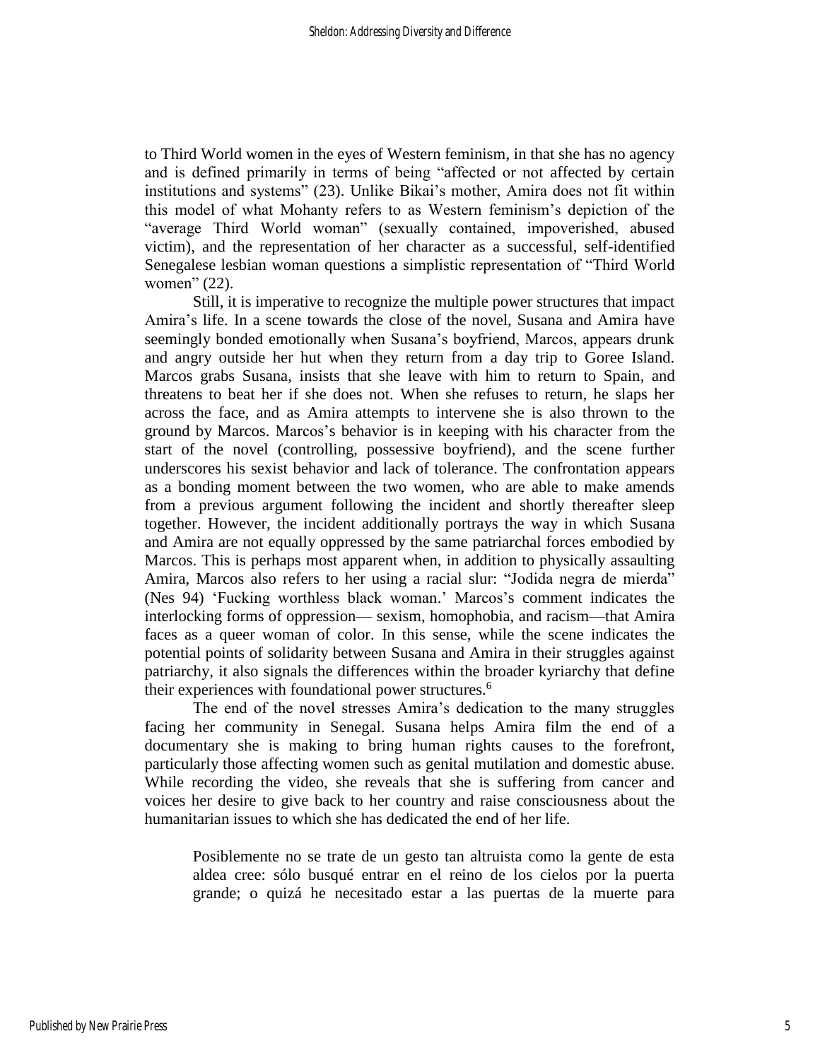to Third World women in the eyes of Western feminism, in that she has no agency and is defined primarily in terms of being "affected or not affected by certain institutions and systems" (23). Unlike Bikai's mother, Amira does not fit within this model of what Mohanty refers to as Western feminism's depiction of the "average Third World woman" (sexually contained, impoverished, abused victim), and the representation of her character as a successful, self-identified Senegalese lesbian woman questions a simplistic representation of "Third World women" (22).

Still, it is imperative to recognize the multiple power structures that impact Amira's life. In a scene towards the close of the novel, Susana and Amira have seemingly bonded emotionally when Susana's boyfriend, Marcos, appears drunk and angry outside her hut when they return from a day trip to Goree Island. Marcos grabs Susana, insists that she leave with him to return to Spain, and threatens to beat her if she does not. When she refuses to return, he slaps her across the face, and as Amira attempts to intervene she is also thrown to the ground by Marcos. Marcos's behavior is in keeping with his character from the start of the novel (controlling, possessive boyfriend), and the scene further underscores his sexist behavior and lack of tolerance. The confrontation appears as a bonding moment between the two women, who are able to make amends from a previous argument following the incident and shortly thereafter sleep together. However, the incident additionally portrays the way in which Susana and Amira are not equally oppressed by the same patriarchal forces embodied by Marcos. This is perhaps most apparent when, in addition to physically assaulting Amira, Marcos also refers to her using a racial slur: "Jodida negra de mierda" (Nes 94) 'Fucking worthless black woman.' Marcos's comment indicates the interlocking forms of oppression— sexism, homophobia, and racism—that Amira faces as a queer woman of color. In this sense, while the scene indicates the potential points of solidarity between Susana and Amira in their struggles against patriarchy, it also signals the differences within the broader kyriarchy that define their experiences with foundational power structures.[6]

The end of the novel stresses Amira's dedication to the many struggles facing her community in Senegal. Susana helps Amira film the end of a documentary she is making to bring human rights causes to the forefront, particularly those affecting women such as genital mutilation and domestic abuse. While recording the video, she reveals that she is suffering from cancer and voices her desire to give back to her country and raise consciousness about the humanitarian issues to which she has dedicated the end of her life.

> Posiblemente no se trate de un gesto tan altruista como la gente de esta aldea cree: sólo busqué entrar en el reino de los cielos por la puerta grande; o quizá he necesitado estar a las puertas de la muerte para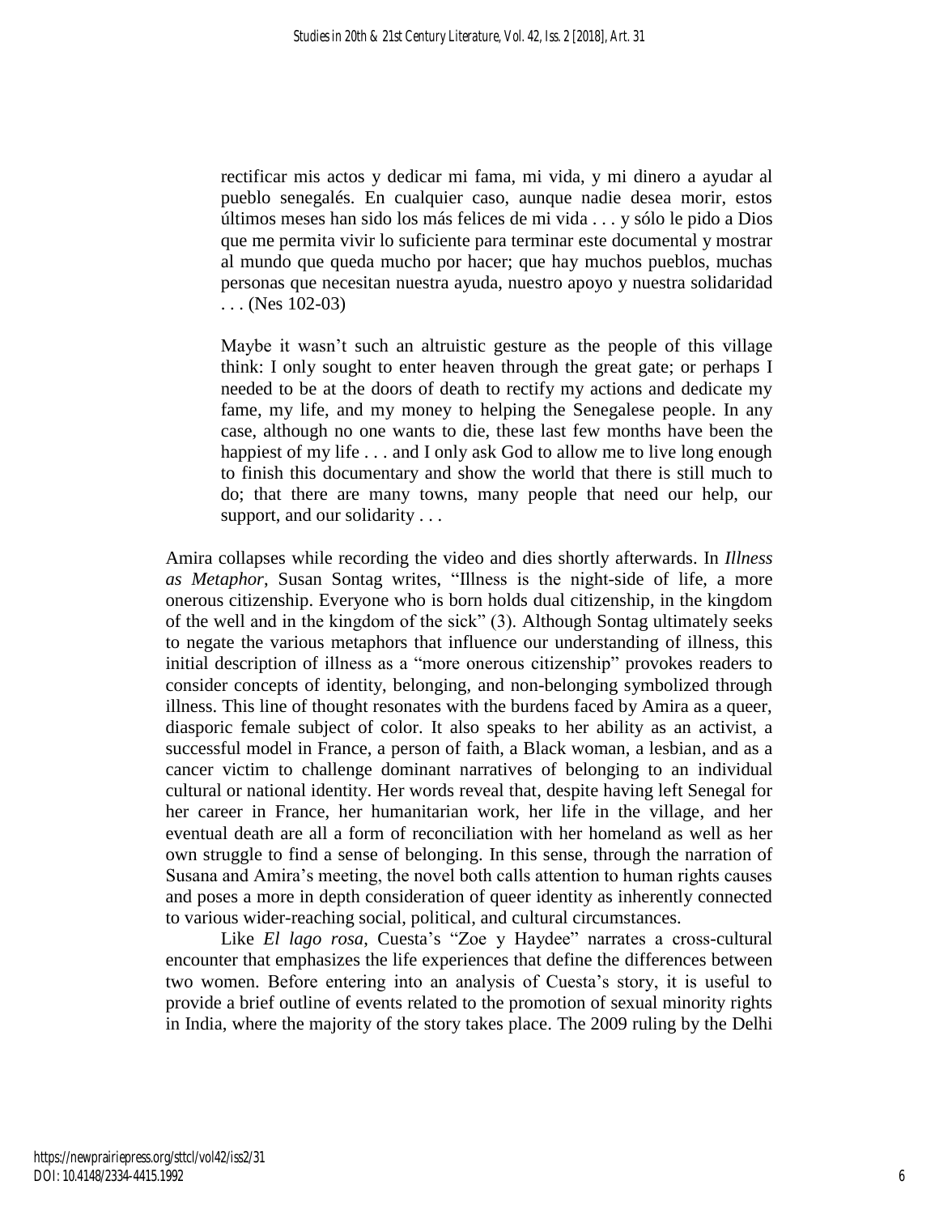> rectificar mis actos y dedicar mi fama, mi vida, y mi dinero a ayudar al pueblo senegalés. En cualquier caso, aunque nadie desea morir, estos últimos meses han sido los más felices de mi vida . . . y sólo le pido a Dios que me permita vivir lo suficiente para terminar este documental y mostrar al mundo que queda mucho por hacer; que hay muchos pueblos, muchas personas que necesitan nuestra ayuda, nuestro apoyo y nuestra solidaridad . . . (Nes 102-03)

> Maybe it wasn't such an altruistic gesture as the people of this village think: I only sought to enter heaven through the great gate; or perhaps I needed to be at the doors of death to rectify my actions and dedicate my fame, my life, and my money to helping the Senegalese people. In any case, although no one wants to die, these last few months have been the happiest of my life . . . and I only ask God to allow me to live long enough to finish this documentary and show the world that there is still much to do; that there are many towns, many people that need our help, our support, and our solidarity . . .

Amira collapses while recording the video and dies shortly afterwards. In *Illness as Metaphor*, Susan Sontag writes, "Illness is the night-side of life, a more onerous citizenship. Everyone who is born holds dual citizenship, in the kingdom of the well and in the kingdom of the sick" (3). Although Sontag ultimately seeks to negate the various metaphors that influence our understanding of illness, this initial description of illness as a "more onerous citizenship" provokes readers to consider concepts of identity, belonging, and non-belonging symbolized through illness. This line of thought resonates with the burdens faced by Amira as a queer, diasporic female subject of color. It also speaks to her ability as an activist, a successful model in France, a person of faith, a Black woman, a lesbian, and as a cancer victim to challenge dominant narratives of belonging to an individual cultural or national identity. Her words reveal that, despite having left Senegal for her career in France, her humanitarian work, her life in the village, and her eventual death are all a form of reconciliation with her homeland as well as her own struggle to find a sense of belonging. In this sense, through the narration of Susana and Amira's meeting, the novel both calls attention to human rights causes and poses a more in depth consideration of queer identity as inherently connected to various wider-reaching social, political, and cultural circumstances.

Like *El lago rosa*, Cuesta's "Zoe y Haydee" narrates a cross-cultural encounter that emphasizes the life experiences that define the differences between two women. Before entering into an analysis of Cuesta's story, it is useful to provide a brief outline of events related to the promotion of sexual minority rights in India, where the majority of the story takes place. The 2009 ruling by the Delhi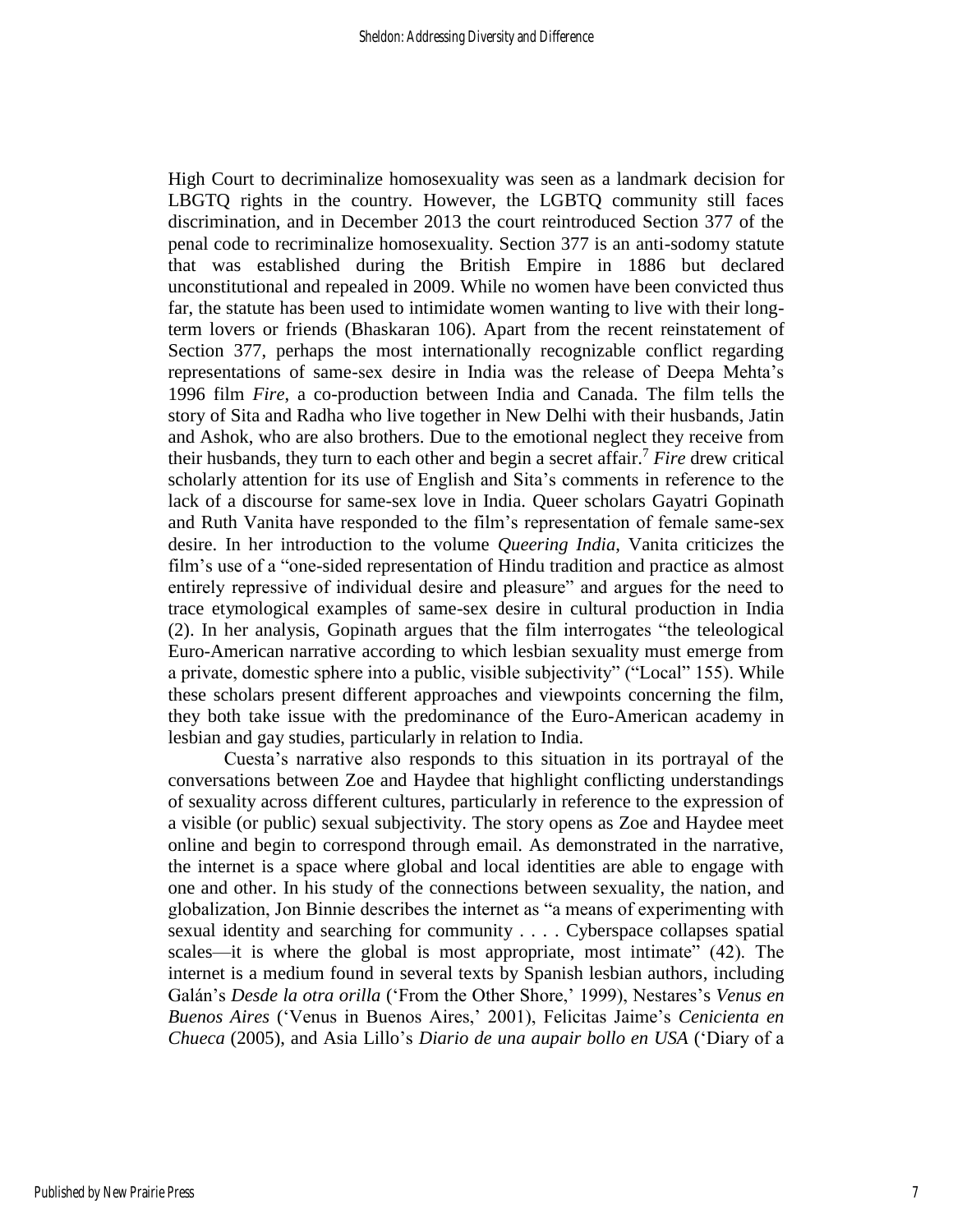High Court to decriminalize homosexuality was seen as a landmark decision for LBGTQ rights in the country. However, the LGBTQ community still faces discrimination, and in December 2013 the court reintroduced Section 377 of the penal code to recriminalize homosexuality. Section 377 is an anti-sodomy statute that was established during the British Empire in 1886 but declared unconstitutional and repealed in 2009. While no women have been convicted thus far, the statute has been used to intimidate women wanting to live with their long-term lovers or friends (Bhaskaran 106). Apart from the recent reinstatement of Section 377, perhaps the most internationally recognizable conflict regarding representations of same-sex desire in India was the release of Deepa Mehta's 1996 film *Fire*, a co-production between India and Canada. The film tells the story of Sita and Radha who live together in New Delhi with their husbands, Jatin and Ashok, who are also brothers. Due to the emotional neglect they receive from their husbands, they turn to each other and begin a secret affair.[7] *Fire* drew critical scholarly attention for its use of English and Sita's comments in reference to the lack of a discourse for same-sex love in India. Queer scholars Gayatri Gopinath and Ruth Vanita have responded to the film's representation of female same-sex desire. In her introduction to the volume *Queering India*, Vanita criticizes the film's use of a "one-sided representation of Hindu tradition and practice as almost entirely repressive of individual desire and pleasure" and argues for the need to trace etymological examples of same-sex desire in cultural production in India (2). In her analysis, Gopinath argues that the film interrogates "the teleological Euro-American narrative according to which lesbian sexuality must emerge from a private, domestic sphere into a public, visible subjectivity" ("Local" 155). While these scholars present different approaches and viewpoints concerning the film, they both take issue with the predominance of the Euro-American academy in lesbian and gay studies, particularly in relation to India.

Cuesta's narrative also responds to this situation in its portrayal of the conversations between Zoe and Haydee that highlight conflicting understandings of sexuality across different cultures, particularly in reference to the expression of a visible (or public) sexual subjectivity. The story opens as Zoe and Haydee meet online and begin to correspond through email. As demonstrated in the narrative, the internet is a space where global and local identities are able to engage with one and other. In his study of the connections between sexuality, the nation, and globalization, Jon Binnie describes the internet as "a means of experimenting with sexual identity and searching for community . . . . Cyberspace collapses spatial scales—it is where the global is most appropriate, most intimate" (42). The internet is a medium found in several texts by Spanish lesbian authors, including Galán's *Desde la otra orilla* ('From the Other Shore,' 1999), Nestares's *Venus en Buenos Aires* ('Venus in Buenos Aires,' 2001), Felicitas Jaime's *Cenicienta en Chueca* (2005), and Asia Lillo's *Diario de una aupair bollo en USA* ('Diary of a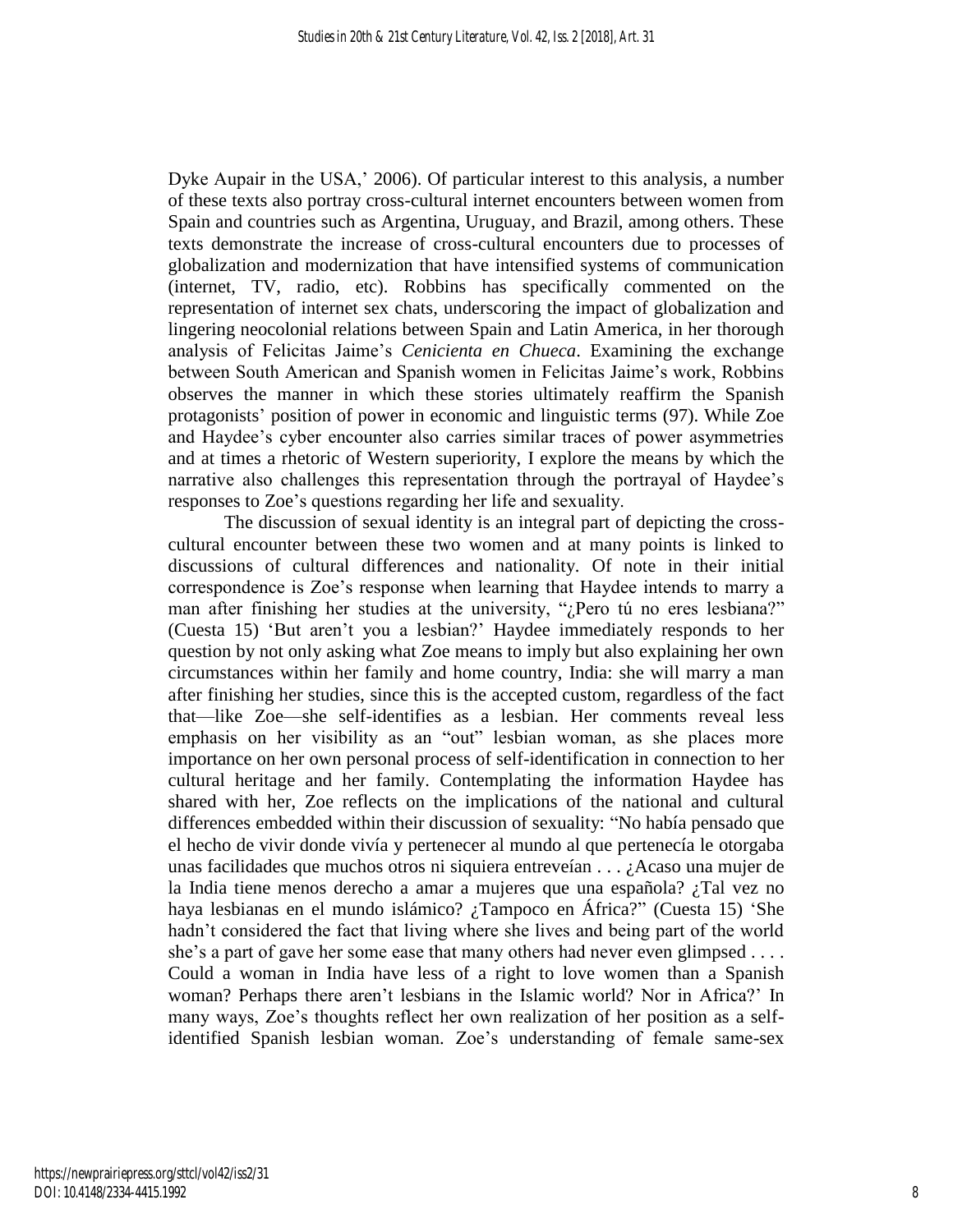Dyke Aupair in the USA,' 2006). Of particular interest to this analysis, a number of these texts also portray cross-cultural internet encounters between women from Spain and countries such as Argentina, Uruguay, and Brazil, among others. These texts demonstrate the increase of cross-cultural encounters due to processes of globalization and modernization that have intensified systems of communication (internet, TV, radio, etc). Robbins has specifically commented on the representation of internet sex chats, underscoring the impact of globalization and lingering neocolonial relations between Spain and Latin America, in her thorough analysis of Felicitas Jaime's *Cenicienta en Chueca*. Examining the exchange between South American and Spanish women in Felicitas Jaime's work, Robbins observes the manner in which these stories ultimately reaffirm the Spanish protagonists' position of power in economic and linguistic terms (97). While Zoe and Haydee's cyber encounter also carries similar traces of power asymmetries and at times a rhetoric of Western superiority, I explore the means by which the narrative also challenges this representation through the portrayal of Haydee's responses to Zoe's questions regarding her life and sexuality.

The discussion of sexual identity is an integral part of depicting the cross-cultural encounter between these two women and at many points is linked to discussions of cultural differences and nationality. Of note in their initial correspondence is Zoe's response when learning that Haydee intends to marry a man after finishing her studies at the university, "¿Pero tú no eres lesbiana?" (Cuesta 15) 'But aren't you a lesbian?' Haydee immediately responds to her question by not only asking what Zoe means to imply but also explaining her own circumstances within her family and home country, India: she will marry a man after finishing her studies, since this is the accepted custom, regardless of the fact that—like Zoe—she self-identifies as a lesbian. Her comments reveal less emphasis on her visibility as an "out" lesbian woman, as she places more importance on her own personal process of self-identification in connection to her cultural heritage and her family. Contemplating the information Haydee has shared with her, Zoe reflects on the implications of the national and cultural differences embedded within their discussion of sexuality: "No había pensado que el hecho de vivir donde vivía y pertenecer al mundo al que pertenecía le otorgaba unas facilidades que muchos otros ni siquiera entreveían . . . ¿Acaso una mujer de la India tiene menos derecho a amar a mujeres que una española? ¿Tal vez no haya lesbianas en el mundo islámico? ¿Tampoco en África?" (Cuesta 15) 'She hadn't considered the fact that living where she lives and being part of the world she's a part of gave her some ease that many others had never even glimpsed . . . . Could a woman in India have less of a right to love women than a Spanish woman? Perhaps there aren't lesbians in the Islamic world? Nor in Africa?' In many ways, Zoe's thoughts reflect her own realization of her position as a self-identified Spanish lesbian woman. Zoe's understanding of female same-sex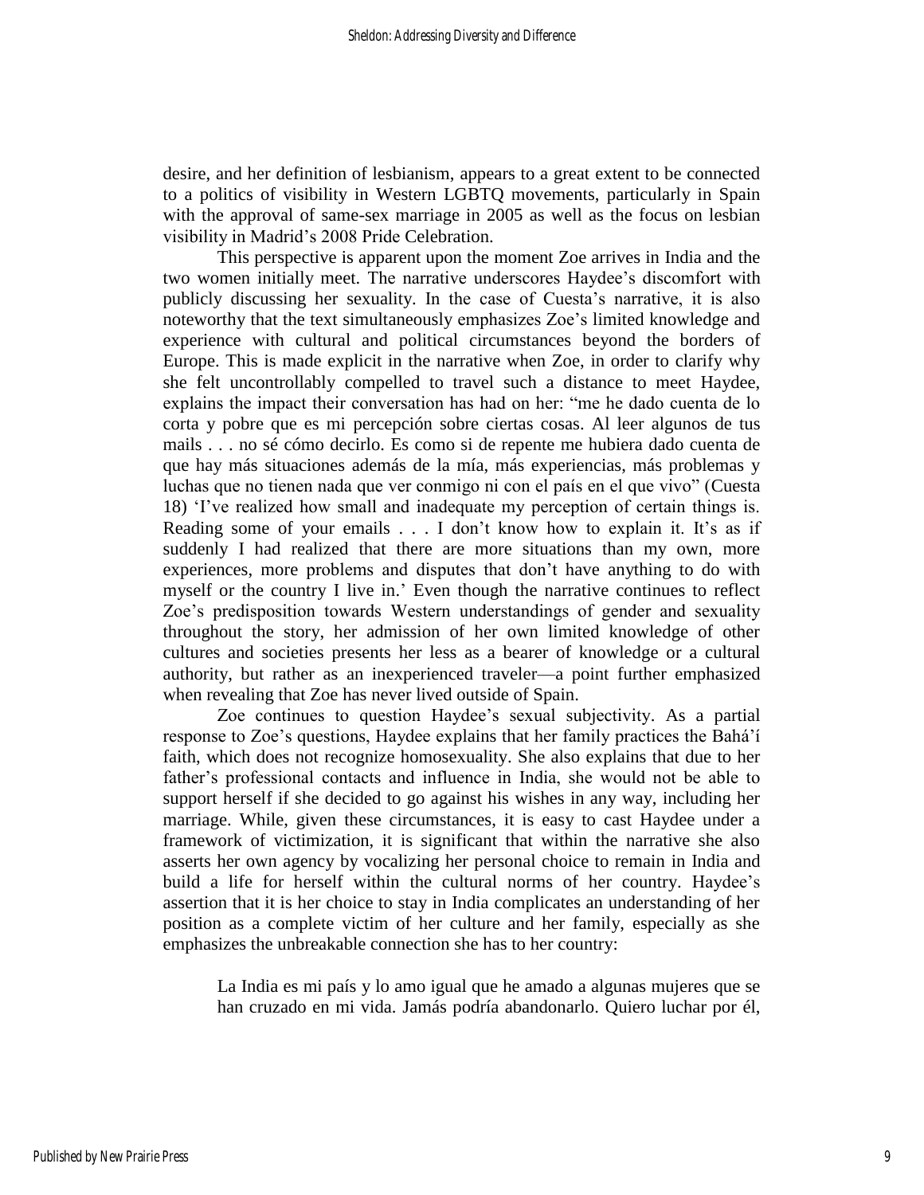desire, and her definition of lesbianism, appears to a great extent to be connected to a politics of visibility in Western LGBTQ movements, particularly in Spain with the approval of same-sex marriage in 2005 as well as the focus on lesbian visibility in Madrid's 2008 Pride Celebration.

This perspective is apparent upon the moment Zoe arrives in India and the two women initially meet. The narrative underscores Haydee's discomfort with publicly discussing her sexuality. In the case of Cuesta's narrative, it is also noteworthy that the text simultaneously emphasizes Zoe's limited knowledge and experience with cultural and political circumstances beyond the borders of Europe. This is made explicit in the narrative when Zoe, in order to clarify why she felt uncontrollably compelled to travel such a distance to meet Haydee, explains the impact their conversation has had on her: "me he dado cuenta de lo corta y pobre que es mi percepción sobre ciertas cosas. Al leer algunos de tus mails . . . no sé cómo decirlo. Es como si de repente me hubiera dado cuenta de que hay más situaciones además de la mía, más experiencias, más problemas y luchas que no tienen nada que ver conmigo ni con el país en el que vivo" (Cuesta 18) 'I've realized how small and inadequate my perception of certain things is. Reading some of your emails . . . I don't know how to explain it. It's as if suddenly I had realized that there are more situations than my own, more experiences, more problems and disputes that don't have anything to do with myself or the country I live in.' Even though the narrative continues to reflect Zoe's predisposition towards Western understandings of gender and sexuality throughout the story, her admission of her own limited knowledge of other cultures and societies presents her less as a bearer of knowledge or a cultural authority, but rather as an inexperienced traveler—a point further emphasized when revealing that Zoe has never lived outside of Spain.

Zoe continues to question Haydee's sexual subjectivity. As a partial response to Zoe's questions, Haydee explains that her family practices the Bahá'í faith, which does not recognize homosexuality. She also explains that due to her father's professional contacts and influence in India, she would not be able to support herself if she decided to go against his wishes in any way, including her marriage. While, given these circumstances, it is easy to cast Haydee under a framework of victimization, it is significant that within the narrative she also asserts her own agency by vocalizing her personal choice to remain in India and build a life for herself within the cultural norms of her country. Haydee's assertion that it is her choice to stay in India complicates an understanding of her position as a complete victim of her culture and her family, especially as she emphasizes the unbreakable connection she has to her country:

> La India es mi país y lo amo igual que he amado a algunas mujeres que se han cruzado en mi vida. Jamás podría abandonarlo. Quiero luchar por él,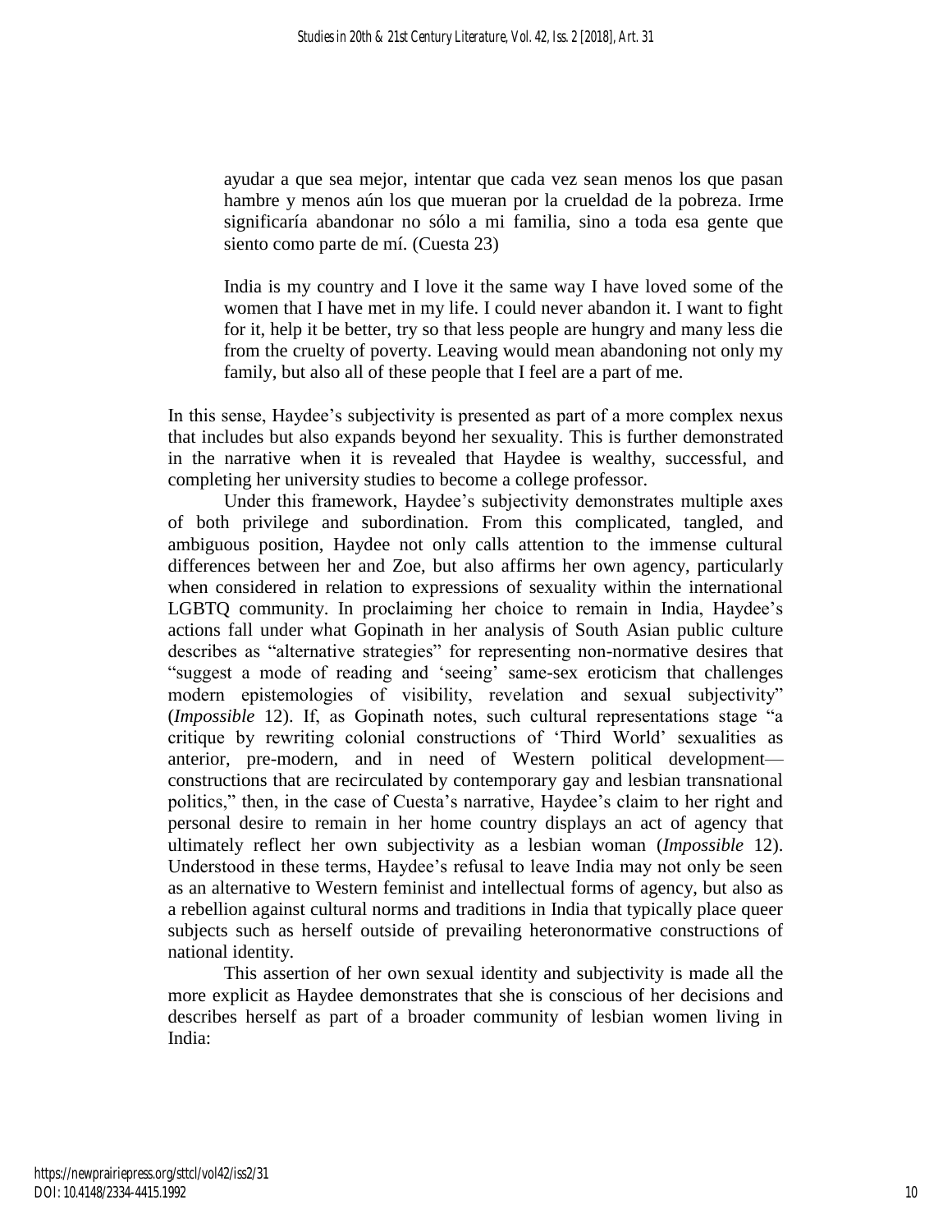> ayudar a que sea mejor, intentar que cada vez sean menos los que pasan hambre y menos aún los que mueran por la crueldad de la pobreza. Irme significaría abandonar no sólo a mi familia, sino a toda esa gente que siento como parte de mí. (Cuesta 23)
>
> India is my country and I love it the same way I have loved some of the women that I have met in my life. I could never abandon it. I want to fight for it, help it be better, try so that less people are hungry and many less die from the cruelty of poverty. Leaving would mean abandoning not only my family, but also all of these people that I feel are a part of me.

In this sense, Haydee's subjectivity is presented as part of a more complex nexus that includes but also expands beyond her sexuality. This is further demonstrated in the narrative when it is revealed that Haydee is wealthy, successful, and completing her university studies to become a college professor.

Under this framework, Haydee's subjectivity demonstrates multiple axes of both privilege and subordination. From this complicated, tangled, and ambiguous position, Haydee not only calls attention to the immense cultural differences between her and Zoe, but also affirms her own agency, particularly when considered in relation to expressions of sexuality within the international LGBTQ community. In proclaiming her choice to remain in India, Haydee's actions fall under what Gopinath in her analysis of South Asian public culture describes as "alternative strategies" for representing non-normative desires that "suggest a mode of reading and 'seeing' same-sex eroticism that challenges modern epistemologies of visibility, revelation and sexual subjectivity" (*Impossible* 12). If, as Gopinath notes, such cultural representations stage "a critique by rewriting colonial constructions of 'Third World' sexualities as anterior, pre-modern, and in need of Western political development—constructions that are recirculated by contemporary gay and lesbian transnational politics," then, in the case of Cuesta's narrative, Haydee's claim to her right and personal desire to remain in her home country displays an act of agency that ultimately reflect her own subjectivity as a lesbian woman (*Impossible* 12). Understood in these terms, Haydee's refusal to leave India may not only be seen as an alternative to Western feminist and intellectual forms of agency, but also as a rebellion against cultural norms and traditions in India that typically place queer subjects such as herself outside of prevailing heteronormative constructions of national identity.

This assertion of her own sexual identity and subjectivity is made all the more explicit as Haydee demonstrates that she is conscious of her decisions and describes herself as part of a broader community of lesbian women living in India: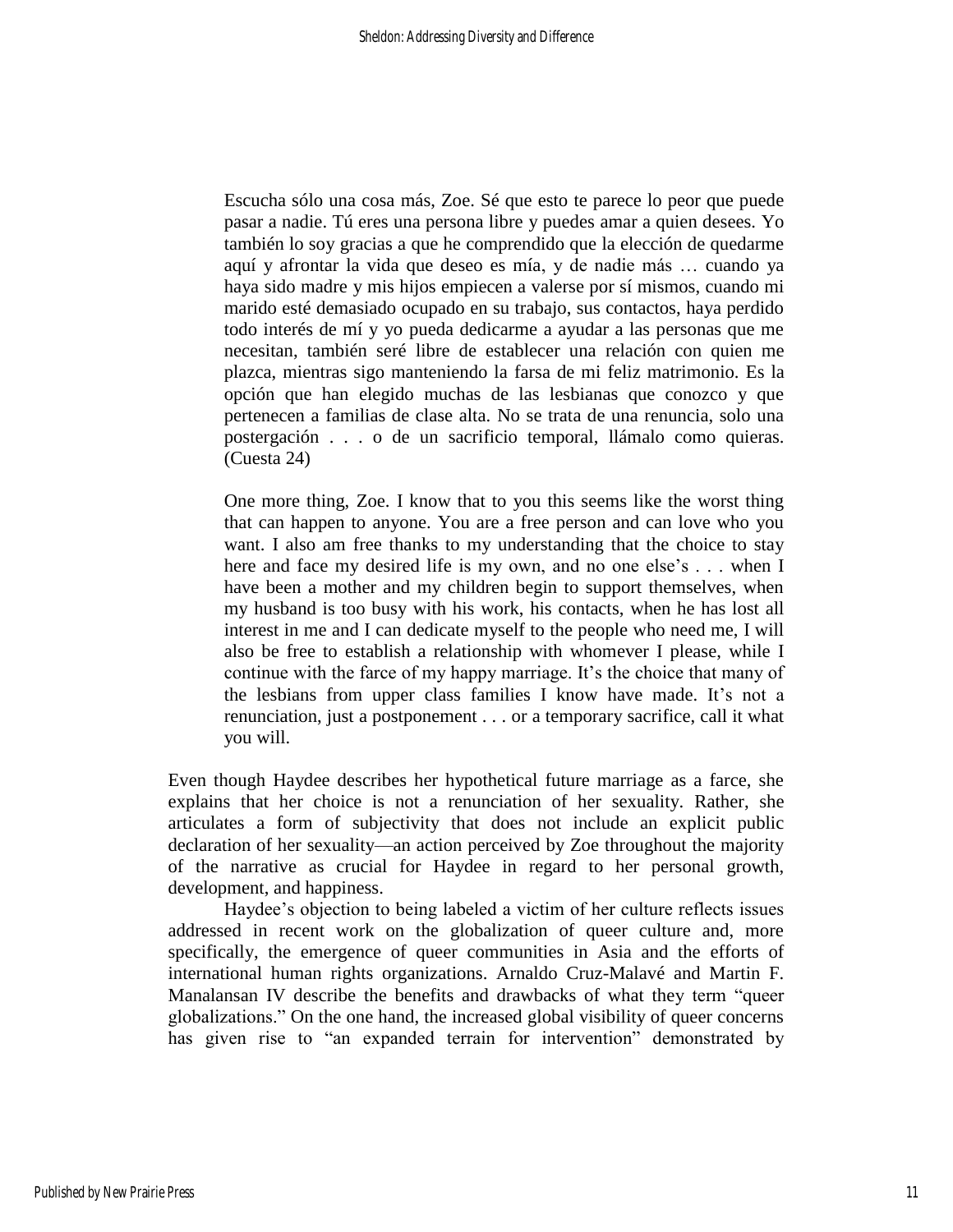> Escucha sólo una cosa más, Zoe. Sé que esto te parece lo peor que puede pasar a nadie. Tú eres una persona libre y puedes amar a quien desees. Yo también lo soy gracias a que he comprendido que la elección de quedarme aquí y afrontar la vida que deseo es mía, y de nadie más … cuando ya haya sido madre y mis hijos empiecen a valerse por sí mismos, cuando mi marido esté demasiado ocupado en su trabajo, sus contactos, haya perdido todo interés de mí y yo pueda dedicarme a ayudar a las personas que me necesitan, también seré libre de establecer una relación con quien me plazca, mientras sigo manteniendo la farsa de mi feliz matrimonio. Es la opción que han elegido muchas de las lesbianas que conozco y que pertenecen a familias de clase alta. No se trata de una renuncia, solo una postergación . . . o de un sacrificio temporal, llámalo como quieras. (Cuesta 24)

> One more thing, Zoe. I know that to you this seems like the worst thing that can happen to anyone. You are a free person and can love who you want. I also am free thanks to my understanding that the choice to stay here and face my desired life is my own, and no one else's . . . when I have been a mother and my children begin to support themselves, when my husband is too busy with his work, his contacts, when he has lost all interest in me and I can dedicate myself to the people who need me, I will also be free to establish a relationship with whomever I please, while I continue with the farce of my happy marriage. It's the choice that many of the lesbians from upper class families I know have made. It's not a renunciation, just a postponement . . . or a temporary sacrifice, call it what you will.

Even though Haydee describes her hypothetical future marriage as a farce, she explains that her choice is not a renunciation of her sexuality. Rather, she articulates a form of subjectivity that does not include an explicit public declaration of her sexuality—an action perceived by Zoe throughout the majority of the narrative as crucial for Haydee in regard to her personal growth, development, and happiness.

Haydee's objection to being labeled a victim of her culture reflects issues addressed in recent work on the globalization of queer culture and, more specifically, the emergence of queer communities in Asia and the efforts of international human rights organizations. Arnaldo Cruz-Malavé and Martin F. Manalansan IV describe the benefits and drawbacks of what they term "queer globalizations." On the one hand, the increased global visibility of queer concerns has given rise to "an expanded terrain for intervention" demonstrated by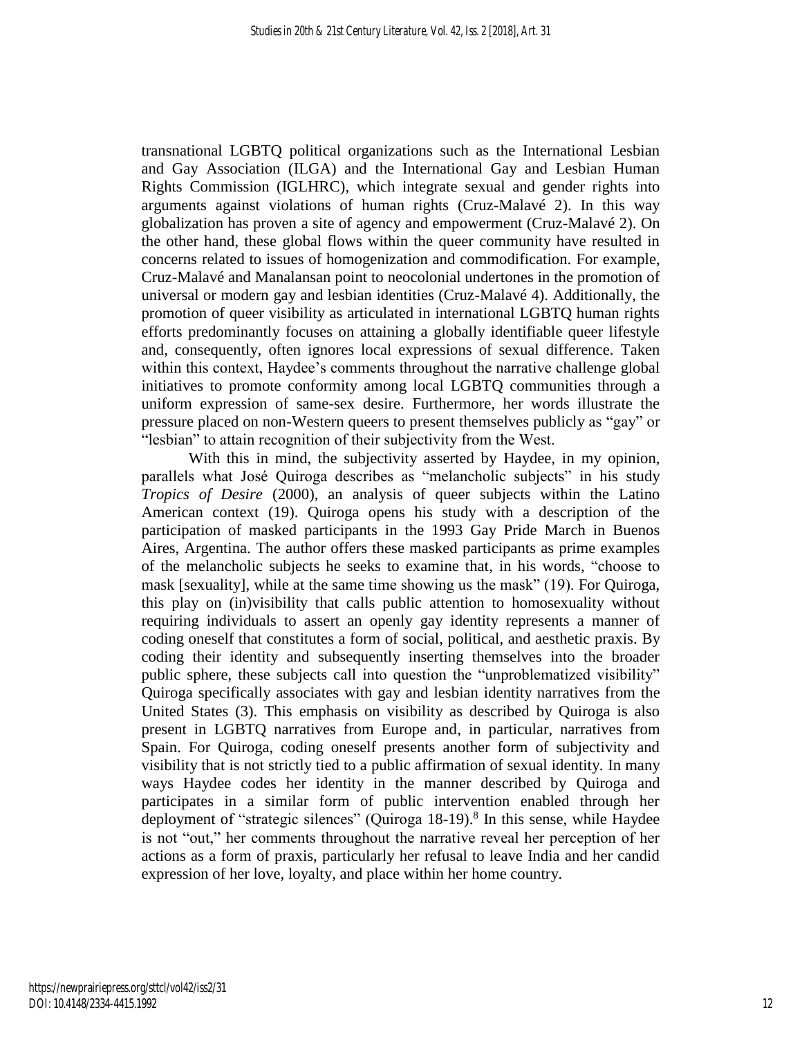transnational LGBTQ political organizations such as the International Lesbian and Gay Association (ILGA) and the International Gay and Lesbian Human Rights Commission (IGLHRC), which integrate sexual and gender rights into arguments against violations of human rights (Cruz-Malavé 2). In this way globalization has proven a site of agency and empowerment (Cruz-Malavé 2). On the other hand, these global flows within the queer community have resulted in concerns related to issues of homogenization and commodification. For example, Cruz-Malavé and Manalansan point to neocolonial undertones in the promotion of universal or modern gay and lesbian identities (Cruz-Malavé 4). Additionally, the promotion of queer visibility as articulated in international LGBTQ human rights efforts predominantly focuses on attaining a globally identifiable queer lifestyle and, consequently, often ignores local expressions of sexual difference. Taken within this context, Haydee's comments throughout the narrative challenge global initiatives to promote conformity among local LGBTQ communities through a uniform expression of same-sex desire. Furthermore, her words illustrate the pressure placed on non-Western queers to present themselves publicly as "gay" or "lesbian" to attain recognition of their subjectivity from the West.

With this in mind, the subjectivity asserted by Haydee, in my opinion, parallels what José Quiroga describes as "melancholic subjects" in his study *Tropics of Desire* (2000), an analysis of queer subjects within the Latino American context (19). Quiroga opens his study with a description of the participation of masked participants in the 1993 Gay Pride March in Buenos Aires, Argentina. The author offers these masked participants as prime examples of the melancholic subjects he seeks to examine that, in his words, "choose to mask [sexuality], while at the same time showing us the mask" (19). For Quiroga, this play on (in)visibility that calls public attention to homosexuality without requiring individuals to assert an openly gay identity represents a manner of coding oneself that constitutes a form of social, political, and aesthetic praxis. By coding their identity and subsequently inserting themselves into the broader public sphere, these subjects call into question the "unproblematized visibility" Quiroga specifically associates with gay and lesbian identity narratives from the United States (3). This emphasis on visibility as described by Quiroga is also present in LGBTQ narratives from Europe and, in particular, narratives from Spain. For Quiroga, coding oneself presents another form of subjectivity and visibility that is not strictly tied to a public affirmation of sexual identity. In many ways Haydee codes her identity in the manner described by Quiroga and participates in a similar form of public intervention enabled through her deployment of "strategic silences" (Quiroga 18-19).[8] In this sense, while Haydee is not "out," her comments throughout the narrative reveal her perception of her actions as a form of praxis, particularly her refusal to leave India and her candid expression of her love, loyalty, and place within her home country.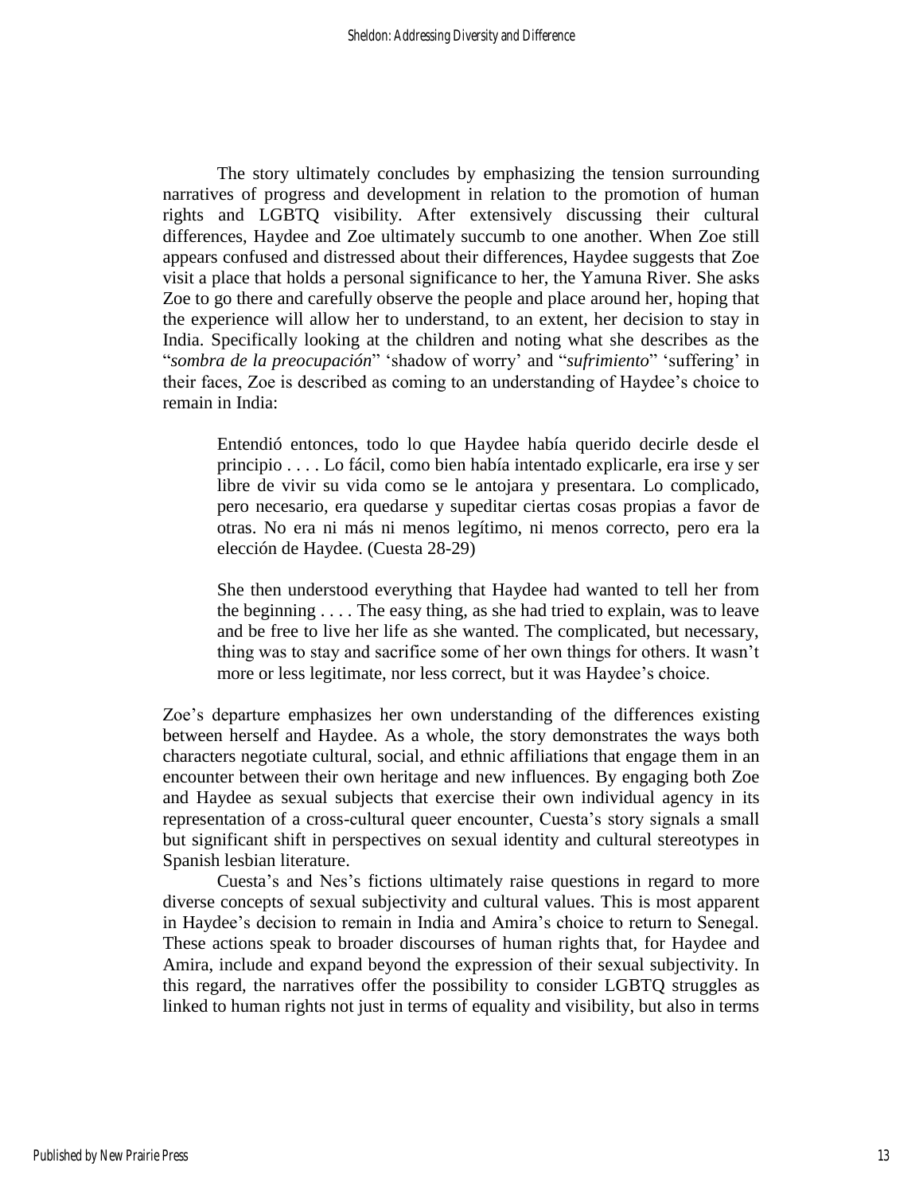The story ultimately concludes by emphasizing the tension surrounding narratives of progress and development in relation to the promotion of human rights and LGBTQ visibility. After extensively discussing their cultural differences, Haydee and Zoe ultimately succumb to one another. When Zoe still appears confused and distressed about their differences, Haydee suggests that Zoe visit a place that holds a personal significance to her, the Yamuna River. She asks Zoe to go there and carefully observe the people and place around her, hoping that the experience will allow her to understand, to an extent, her decision to stay in India. Specifically looking at the children and noting what she describes as the "*sombra de la preocupación*" 'shadow of worry' and "*sufrimiento*" 'suffering' in their faces, Zoe is described as coming to an understanding of Haydee's choice to remain in India:

> Entendió entonces, todo lo que Haydee había querido decirle desde el principio . . . . Lo fácil, como bien había intentado explicarle, era irse y ser libre de vivir su vida como se le antojara y presentara. Lo complicado, pero necesario, era quedarse y supeditar ciertas cosas propias a favor de otras. No era ni más ni menos legítimo, ni menos correcto, pero era la elección de Haydee. (Cuesta 28-29)
>
> She then understood everything that Haydee had wanted to tell her from the beginning . . . . The easy thing, as she had tried to explain, was to leave and be free to live her life as she wanted. The complicated, but necessary, thing was to stay and sacrifice some of her own things for others. It wasn't more or less legitimate, nor less correct, but it was Haydee's choice.

Zoe's departure emphasizes her own understanding of the differences existing between herself and Haydee. As a whole, the story demonstrates the ways both characters negotiate cultural, social, and ethnic affiliations that engage them in an encounter between their own heritage and new influences. By engaging both Zoe and Haydee as sexual subjects that exercise their own individual agency in its representation of a cross-cultural queer encounter, Cuesta's story signals a small but significant shift in perspectives on sexual identity and cultural stereotypes in Spanish lesbian literature.

Cuesta's and Nes's fictions ultimately raise questions in regard to more diverse concepts of sexual subjectivity and cultural values. This is most apparent in Haydee's decision to remain in India and Amira's choice to return to Senegal. These actions speak to broader discourses of human rights that, for Haydee and Amira, include and expand beyond the expression of their sexual subjectivity. In this regard, the narratives offer the possibility to consider LGBTQ struggles as linked to human rights not just in terms of equality and visibility, but also in terms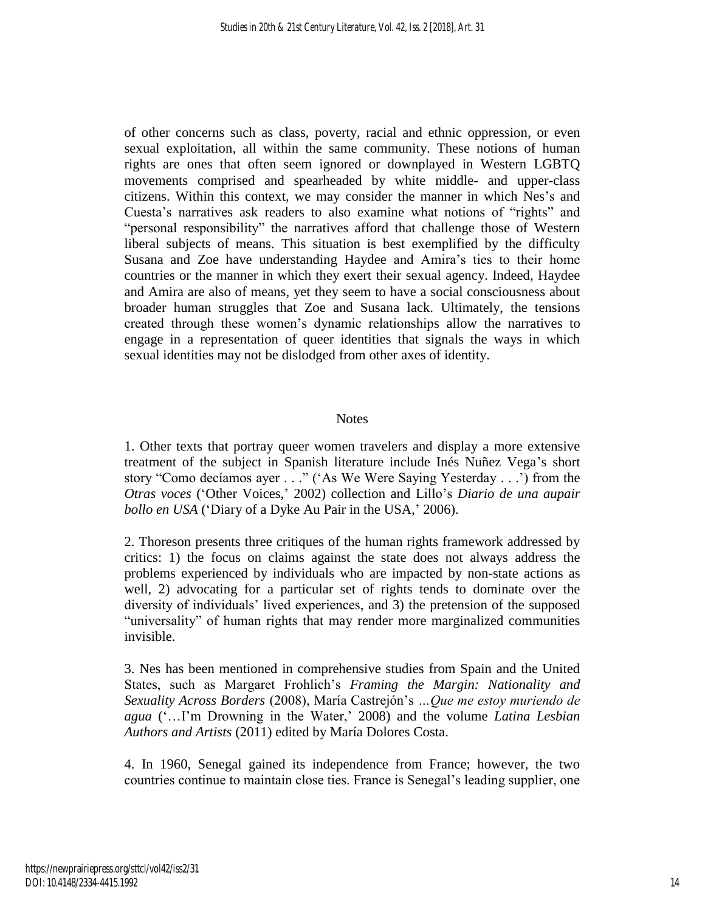of other concerns such as class, poverty, racial and ethnic oppression, or even sexual exploitation, all within the same community. These notions of human rights are ones that often seem ignored or downplayed in Western LGBTQ movements comprised and spearheaded by white middle- and upper-class citizens. Within this context, we may consider the manner in which Nes's and Cuesta's narratives ask readers to also examine what notions of "rights" and "personal responsibility" the narratives afford that challenge those of Western liberal subjects of means. This situation is best exemplified by the difficulty Susana and Zoe have understanding Haydee and Amira's ties to their home countries or the manner in which they exert their sexual agency. Indeed, Haydee and Amira are also of means, yet they seem to have a social consciousness about broader human struggles that Zoe and Susana lack. Ultimately, the tensions created through these women's dynamic relationships allow the narratives to engage in a representation of queer identities that signals the ways in which sexual identities may not be dislodged from other axes of identity.

## Notes

1. Other texts that portray queer women travelers and display a more extensive treatment of the subject in Spanish literature include Inés Nuñez Vega's short story "Como decíamos ayer . . ." ('As We Were Saying Yesterday . . .') from the *Otras voces* ('Other Voices,' 2002) collection and Lillo's *Diario de una aupair bollo en USA* ('Diary of a Dyke Au Pair in the USA,' 2006).

2. Thoreson presents three critiques of the human rights framework addressed by critics: 1) the focus on claims against the state does not always address the problems experienced by individuals who are impacted by non-state actions as well, 2) advocating for a particular set of rights tends to dominate over the diversity of individuals' lived experiences, and 3) the pretension of the supposed "universality" of human rights that may render more marginalized communities invisible.

3. Nes has been mentioned in comprehensive studies from Spain and the United States, such as Margaret Frohlich's *Framing the Margin: Nationality and Sexuality Across Borders* (2008), María Castrejón's *…Que me estoy muriendo de agua* ('…I'm Drowning in the Water,' 2008) and the volume *Latina Lesbian Authors and Artists* (2011) edited by María Dolores Costa.

4. In 1960, Senegal gained its independence from France; however, the two countries continue to maintain close ties. France is Senegal's leading supplier, one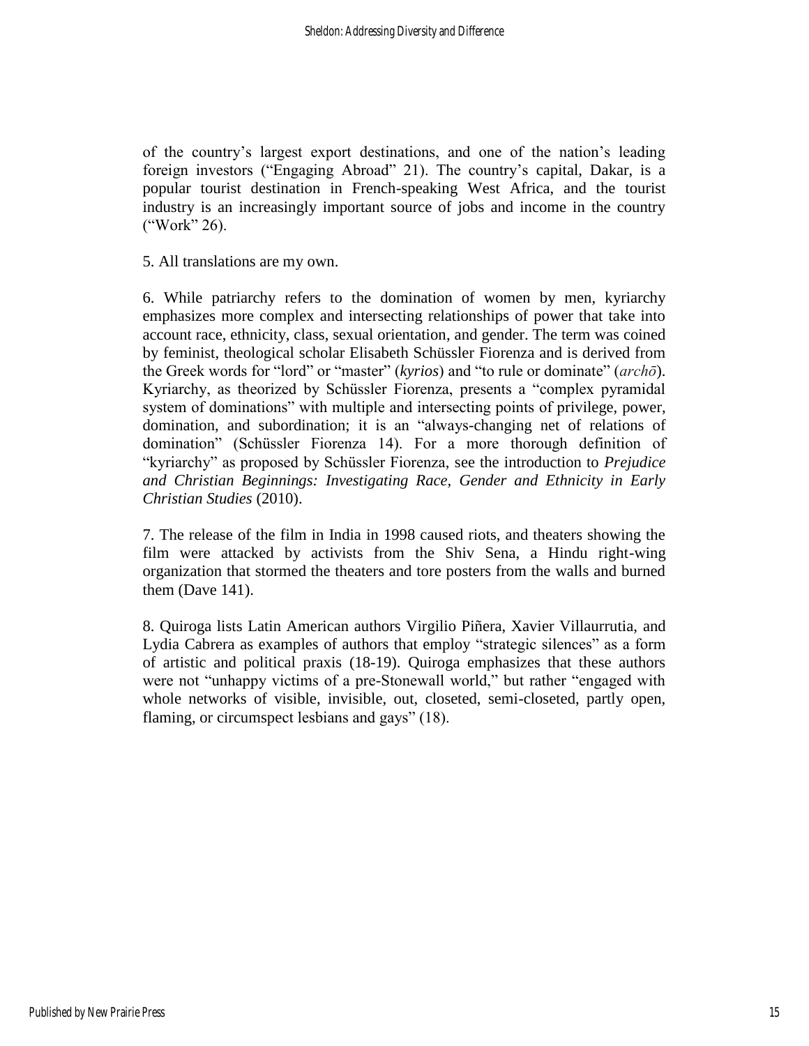of the country's largest export destinations, and one of the nation's leading foreign investors ("Engaging Abroad" 21). The country's capital, Dakar, is a popular tourist destination in French-speaking West Africa, and the tourist industry is an increasingly important source of jobs and income in the country ("Work" 26).

5. All translations are my own.

6. While patriarchy refers to the domination of women by men, kyriarchy emphasizes more complex and intersecting relationships of power that take into account race, ethnicity, class, sexual orientation, and gender. The term was coined by feminist, theological scholar Elisabeth Schüssler Fiorenza and is derived from the Greek words for "lord" or "master" (*kyrios*) and "to rule or dominate" (*archō*). Kyriarchy, as theorized by Schüssler Fiorenza, presents a "complex pyramidal system of dominations" with multiple and intersecting points of privilege, power, domination, and subordination; it is an "always-changing net of relations of domination" (Schüssler Fiorenza 14). For a more thorough definition of "kyriarchy" as proposed by Schüssler Fiorenza, see the introduction to *Prejudice and Christian Beginnings: Investigating Race, Gender and Ethnicity in Early Christian Studies* (2010).

7. The release of the film in India in 1998 caused riots, and theaters showing the film were attacked by activists from the Shiv Sena, a Hindu right-wing organization that stormed the theaters and tore posters from the walls and burned them (Dave 141).

8. Quiroga lists Latin American authors Virgilio Piñera, Xavier Villaurrutia, and Lydia Cabrera as examples of authors that employ "strategic silences" as a form of artistic and political praxis (18-19). Quiroga emphasizes that these authors were not "unhappy victims of a pre-Stonewall world," but rather "engaged with whole networks of visible, invisible, out, closeted, semi-closeted, partly open, flaming, or circumspect lesbians and gays" (18).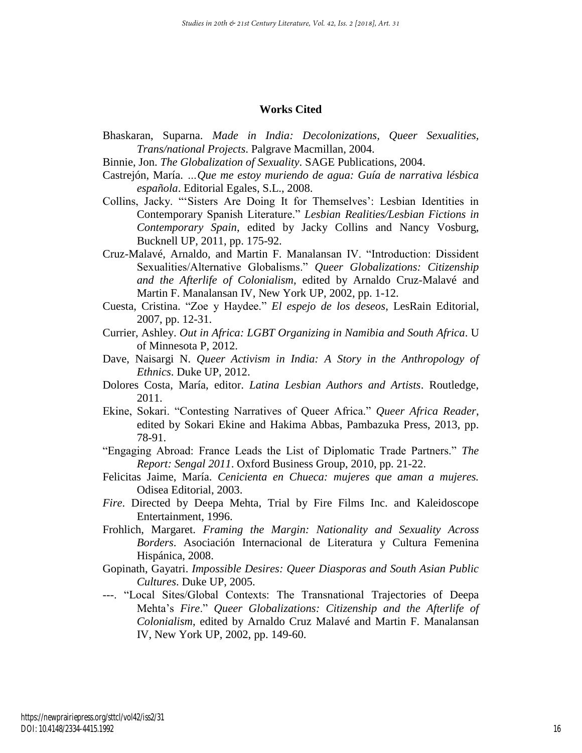## Works Cited

Bhaskaran, Suparna. *Made in India: Decolonizations, Queer Sexualities, Trans/national Projects*. Palgrave Macmillan, 2004.

Binnie, Jon. *The Globalization of Sexuality*. SAGE Publications, 2004.

Castrejón, María. *…Que me estoy muriendo de agua: Guía de narrativa lésbica española*. Editorial Egales, S.L., 2008.

Collins, Jacky. "'Sisters Are Doing It for Themselves': Lesbian Identities in Contemporary Spanish Literature." *Lesbian Realities/Lesbian Fictions in Contemporary Spain*, edited by Jacky Collins and Nancy Vosburg, Bucknell UP, 2011, pp. 175-92.

Cruz-Malavé, Arnaldo, and Martin F. Manalansan IV. "Introduction: Dissident Sexualities/Alternative Globalisms." *Queer Globalizations: Citizenship and the Afterlife of Colonialism*, edited by Arnaldo Cruz-Malavé and Martin F. Manalansan IV, New York UP, 2002, pp. 1-12.

Cuesta, Cristina. "Zoe y Haydee." *El espejo de los deseos*, LesRain Editorial, 2007, pp. 12-31.

Currier, Ashley. *Out in Africa: LGBT Organizing in Namibia and South Africa*. U of Minnesota P, 2012.

Dave, Naisargi N. *Queer Activism in India: A Story in the Anthropology of Ethnics*. Duke UP, 2012.

Dolores Costa, María, editor. *Latina Lesbian Authors and Artists*. Routledge, 2011.

Ekine, Sokari. "Contesting Narratives of Queer Africa." *Queer Africa Reader*, edited by Sokari Ekine and Hakima Abbas, Pambazuka Press, 2013, pp. 78-91.

"Engaging Abroad: France Leads the List of Diplomatic Trade Partners." *The Report: Sengal 2011*. Oxford Business Group, 2010, pp. 21-22.

Felicitas Jaime, María. *Cenicienta en Chueca: mujeres que aman a mujeres.* Odisea Editorial, 2003.

*Fire*. Directed by Deepa Mehta, Trial by Fire Films Inc. and Kaleidoscope Entertainment, 1996.

Frohlich, Margaret. *Framing the Margin: Nationality and Sexuality Across Borders*. Asociación Internacional de Literatura y Cultura Femenina Hispánica, 2008.

Gopinath, Gayatri. *Impossible Desires: Queer Diasporas and South Asian Public Cultures*. Duke UP, 2005.

---. "Local Sites/Global Contexts: The Transnational Trajectories of Deepa Mehta's *Fire*." *Queer Globalizations: Citizenship and the Afterlife of Colonialism*, edited by Arnaldo Cruz Malavé and Martin F. Manalansan IV, New York UP, 2002, pp. 149-60.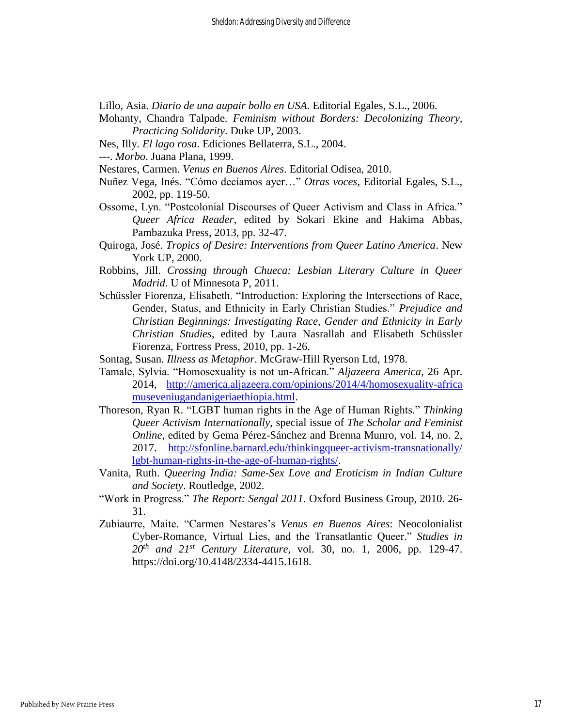Lillo, Asia. *Diario de una aupair bollo en USA*. Editorial Egales, S.L., 2006.

Mohanty, Chandra Talpade. *Feminism without Borders: Decolonizing Theory, Practicing Solidarity*. Duke UP, 2003.

Nes, Illy. *El lago rosa*. Ediciones Bellaterra, S.L., 2004.

---. *Morbo*. Juana Plana, 1999.

Nestares, Carmen. *Venus en Buenos Aires*. Editorial Odisea, 2010.

Nuñez Vega, Inés. "Cómo decíamos ayer…" *Otras voces*, Editorial Egales, S.L., 2002, pp. 119-50.

Ossome, Lyn. "Postcolonial Discourses of Queer Activism and Class in Africa." *Queer Africa Reader*, edited by Sokari Ekine and Hakima Abbas, Pambazuka Press, 2013, pp. 32-47.

Quiroga, José. *Tropics of Desire: Interventions from Queer Latino America*. New York UP, 2000.

Robbins, Jill. *Crossing through Chueca: Lesbian Literary Culture in Queer Madrid*. U of Minnesota P, 2011.

Schüssler Fiorenza, Elisabeth. "Introduction: Exploring the Intersections of Race, Gender, Status, and Ethnicity in Early Christian Studies." *Prejudice and Christian Beginnings: Investigating Race, Gender and Ethnicity in Early Christian Studies*, edited by Laura Nasrallah and Elisabeth Schüssler Fiorenza, Fortress Press, 2010, pp. 1-26.

Sontag, Susan. *Illness as Metaphor*. McGraw-Hill Ryerson Ltd, 1978.

Tamale, Sylvia. "Homosexuality is not un-African." *Aljazeera America*, 26 Apr. 2014, [http://america.aljazeera.com/opinions/2014/4/homosexuality-africamuseveniugandanigeriaethiopia.html](http://america.aljazeera.com/opinions/2014/4/homosexuality-africamuseveniugandanigeriaethiopia.html).

Thoreson, Ryan R. "LGBT human rights in the Age of Human Rights." *Thinking Queer Activism Internationally*, special issue of *The Scholar and Feminist Online*, edited by Gema Pérez-Sánchez and Brenna Munro, vol. 14, no. 2, 2017. [http://sfonline.barnard.edu/thinkingqueer-activism-transnationally/lgbt-human-rights-in-the-age-of-human-rights/](http://sfonline.barnard.edu/thinkingqueer-activism-transnationally/lgbt-human-rights-in-the-age-of-human-rights/).

Vanita, Ruth. *Queering India: Same-Sex Love and Eroticism in Indian Culture and Society*. Routledge, 2002.

"Work in Progress." *The Report: Sengal 2011*. Oxford Business Group, 2010. 26-31.

Zubiaurre, Maite. "Carmen Nestares's *Venus en Buenos Aires*: Neocolonialist Cyber-Romance, Virtual Lies, and the Transatlantic Queer." *Studies in 20th and 21st Century Literature*, vol. 30, no. 1, 2006, pp. 129-47. https://doi.org/10.4148/2334-4415.1618.